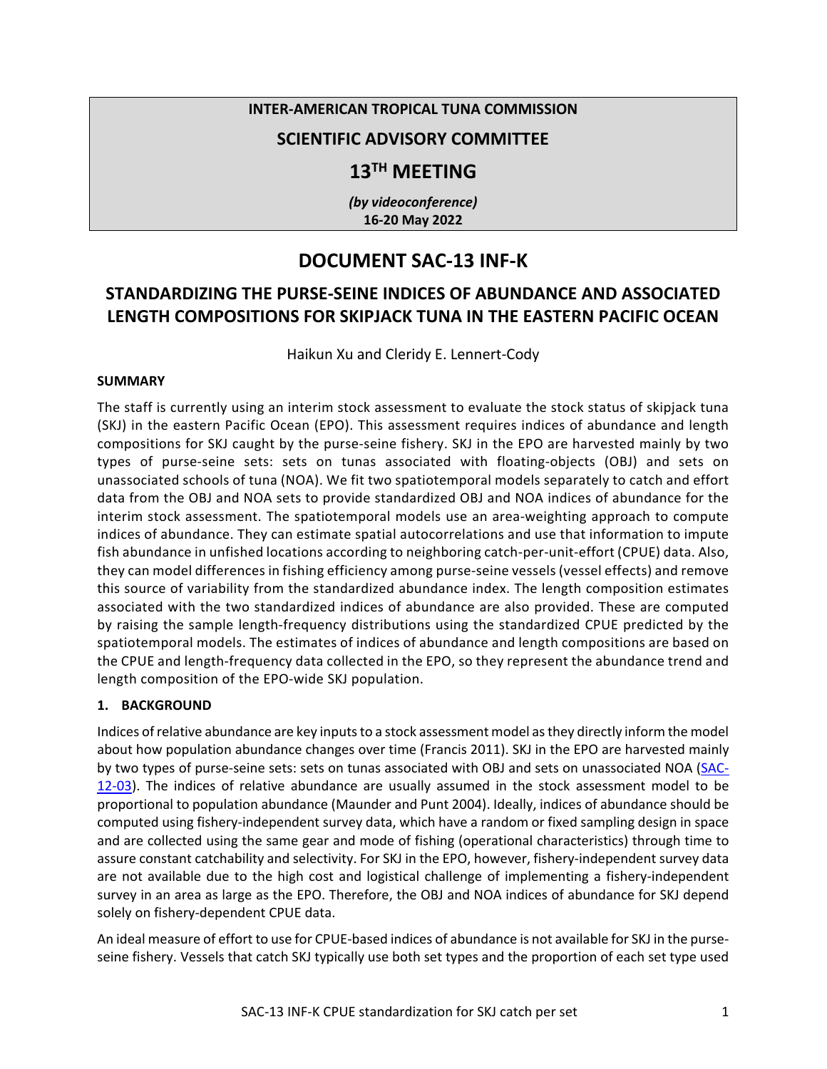**INTER-AMERICAN TROPICAL TUNA COMMISSION**

**SCIENTIFIC ADVISORY COMMITTEE**

**13TH MEETING**

***(by videoconference)***
**16-20 May 2022**

# DOCUMENT SAC-13 INF-K

## STANDARDIZING THE PURSE-SEINE INDICES OF ABUNDANCE AND ASSOCIATED LENGTH COMPOSITIONS FOR SKIPJACK TUNA IN THE EASTERN PACIFIC OCEAN

Haikun Xu and Cleridy E. Lennert-Cody

### SUMMARY

The staff is currently using an interim stock assessment to evaluate the stock status of skipjack tuna (SKJ) in the eastern Pacific Ocean (EPO). This assessment requires indices of abundance and length compositions for SKJ caught by the purse-seine fishery. SKJ in the EPO are harvested mainly by two types of purse-seine sets: sets on tunas associated with floating-objects (OBJ) and sets on unassociated schools of tuna (NOA). We fit two spatiotemporal models separately to catch and effort data from the OBJ and NOA sets to provide standardized OBJ and NOA indices of abundance for the interim stock assessment. The spatiotemporal models use an area-weighting approach to compute indices of abundance. They can estimate spatial autocorrelations and use that information to impute fish abundance in unfished locations according to neighboring catch-per-unit-effort (CPUE) data. Also, they can model differences in fishing efficiency among purse-seine vessels (vessel effects) and remove this source of variability from the standardized abundance index. The length composition estimates associated with the two standardized indices of abundance are also provided. These are computed by raising the sample length-frequency distributions using the standardized CPUE predicted by the spatiotemporal models. The estimates of indices of abundance and length compositions are based on the CPUE and length-frequency data collected in the EPO, so they represent the abundance trend and length composition of the EPO-wide SKJ population.

### 1. BACKGROUND

Indices of relative abundance are key inputs to a stock assessment model as they directly inform the model about how population abundance changes over time (Francis 2011). SKJ in the EPO are harvested mainly by two types of purse-seine sets: sets on tunas associated with OBJ and sets on unassociated NOA (SAC-12-03). The indices of relative abundance are usually assumed in the stock assessment model to be proportional to population abundance (Maunder and Punt 2004). Ideally, indices of abundance should be computed using fishery-independent survey data, which have a random or fixed sampling design in space and are collected using the same gear and mode of fishing (operational characteristics) through time to assure constant catchability and selectivity. For SKJ in the EPO, however, fishery-independent survey data are not available due to the high cost and logistical challenge of implementing a fishery-independent survey in an area as large as the EPO. Therefore, the OBJ and NOA indices of abundance for SKJ depend solely on fishery-dependent CPUE data.

An ideal measure of effort to use for CPUE-based indices of abundance is not available for SKJ in the purse-seine fishery. Vessels that catch SKJ typically use both set types and the proportion of each set type used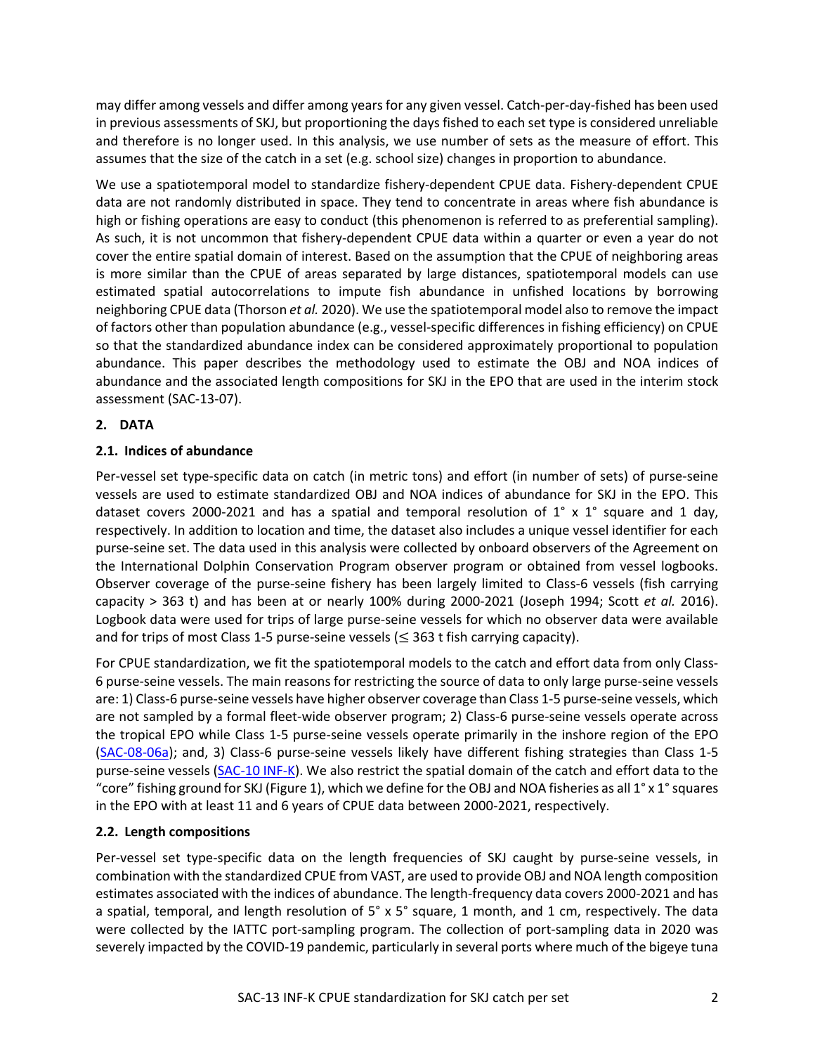may differ among vessels and differ among years for any given vessel. Catch-per-day-fished has been used in previous assessments of SKJ, but proportioning the days fished to each set type is considered unreliable and therefore is no longer used. In this analysis, we use number of sets as the measure of effort. This assumes that the size of the catch in a set (e.g. school size) changes in proportion to abundance.

We use a spatiotemporal model to standardize fishery-dependent CPUE data. Fishery-dependent CPUE data are not randomly distributed in space. They tend to concentrate in areas where fish abundance is high or fishing operations are easy to conduct (this phenomenon is referred to as preferential sampling). As such, it is not uncommon that fishery-dependent CPUE data within a quarter or even a year do not cover the entire spatial domain of interest. Based on the assumption that the CPUE of neighboring areas is more similar than the CPUE of areas separated by large distances, spatiotemporal models can use estimated spatial autocorrelations to impute fish abundance in unfished locations by borrowing neighboring CPUE data (Thorson *et al.* 2020). We use the spatiotemporal model also to remove the impact of factors other than population abundance (e.g., vessel-specific differences in fishing efficiency) on CPUE so that the standardized abundance index can be considered approximately proportional to population abundance. This paper describes the methodology used to estimate the OBJ and NOA indices of abundance and the associated length compositions for SKJ in the EPO that are used in the interim stock assessment (SAC-13-07).

## 2. DATA

### 2.1. Indices of abundance

Per-vessel set type-specific data on catch (in metric tons) and effort (in number of sets) of purse-seine vessels are used to estimate standardized OBJ and NOA indices of abundance for SKJ in the EPO. This dataset covers 2000-2021 and has a spatial and temporal resolution of 1° x 1° square and 1 day, respectively. In addition to location and time, the dataset also includes a unique vessel identifier for each purse-seine set. The data used in this analysis were collected by onboard observers of the Agreement on the International Dolphin Conservation Program observer program or obtained from vessel logbooks. Observer coverage of the purse-seine fishery has been largely limited to Class-6 vessels (fish carrying capacity > 363 t) and has been at or nearly 100% during 2000-2021 (Joseph 1994; Scott *et al.* 2016). Logbook data were used for trips of large purse-seine vessels for which no observer data were available and for trips of most Class 1-5 purse-seine vessels (≤ 363 t fish carrying capacity).

For CPUE standardization, we fit the spatiotemporal models to the catch and effort data from only Class-6 purse-seine vessels. The main reasons for restricting the source of data to only large purse-seine vessels are: 1) Class-6 purse-seine vessels have higher observer coverage than Class 1-5 purse-seine vessels, which are not sampled by a formal fleet-wide observer program; 2) Class-6 purse-seine vessels operate across the tropical EPO while Class 1-5 purse-seine vessels operate primarily in the inshore region of the EPO (SAC-08-06a); and, 3) Class-6 purse-seine vessels likely have different fishing strategies than Class 1-5 purse-seine vessels (SAC-10 INF-K). We also restrict the spatial domain of the catch and effort data to the "core" fishing ground for SKJ (Figure 1), which we define for the OBJ and NOA fisheries as all 1° x 1° squares in the EPO with at least 11 and 6 years of CPUE data between 2000-2021, respectively.

### 2.2. Length compositions

Per-vessel set type-specific data on the length frequencies of SKJ caught by purse-seine vessels, in combination with the standardized CPUE from VAST, are used to provide OBJ and NOA length composition estimates associated with the indices of abundance. The length-frequency data covers 2000-2021 and has a spatial, temporal, and length resolution of 5° x 5° square, 1 month, and 1 cm, respectively. The data were collected by the IATTC port-sampling program. The collection of port-sampling data in 2020 was severely impacted by the COVID-19 pandemic, particularly in several ports where much of the bigeye tuna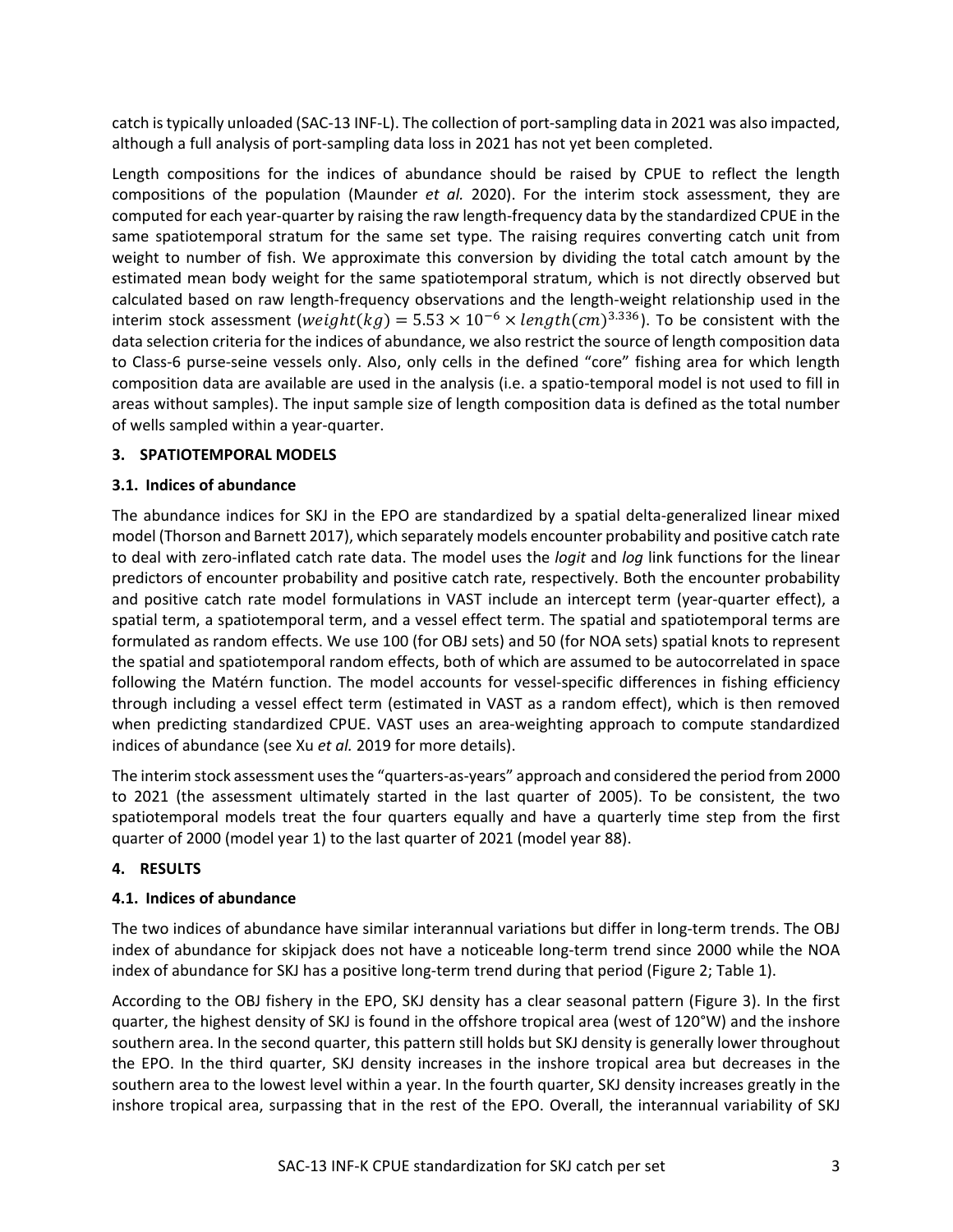catch is typically unloaded (SAC-13 INF-L). The collection of port-sampling data in 2021 was also impacted, although a full analysis of port-sampling data loss in 2021 has not yet been completed.

Length compositions for the indices of abundance should be raised by CPUE to reflect the length compositions of the population (Maunder *et al.* 2020). For the interim stock assessment, they are computed for each year-quarter by raising the raw length-frequency data by the standardized CPUE in the same spatiotemporal stratum for the same set type. The raising requires converting catch unit from weight to number of fish. We approximate this conversion by dividing the total catch amount by the estimated mean body weight for the same spatiotemporal stratum, which is not directly observed but calculated based on raw length-frequency observations and the length-weight relationship used in the interim stock assessment ($weight(kg) = 5.53 \times 10^{-6} \times length(cm)^{3.336}$). To be consistent with the data selection criteria for the indices of abundance, we also restrict the source of length composition data to Class-6 purse-seine vessels only. Also, only cells in the defined "core" fishing area for which length composition data are available are used in the analysis (i.e. a spatio-temporal model is not used to fill in areas without samples). The input sample size of length composition data is defined as the total number of wells sampled within a year-quarter.

## 3. SPATIOTEMPORAL MODELS

### 3.1. Indices of abundance

The abundance indices for SKJ in the EPO are standardized by a spatial delta-generalized linear mixed model (Thorson and Barnett 2017), which separately models encounter probability and positive catch rate to deal with zero-inflated catch rate data. The model uses the *logit* and *log* link functions for the linear predictors of encounter probability and positive catch rate, respectively. Both the encounter probability and positive catch rate model formulations in VAST include an intercept term (year-quarter effect), a spatial term, a spatiotemporal term, and a vessel effect term. The spatial and spatiotemporal terms are formulated as random effects. We use 100 (for OBJ sets) and 50 (for NOA sets) spatial knots to represent the spatial and spatiotemporal random effects, both of which are assumed to be autocorrelated in space following the Matérn function. The model accounts for vessel-specific differences in fishing efficiency through including a vessel effect term (estimated in VAST as a random effect), which is then removed when predicting standardized CPUE. VAST uses an area-weighting approach to compute standardized indices of abundance (see Xu *et al.* 2019 for more details).

The interim stock assessment uses the "quarters-as-years" approach and considered the period from 2000 to 2021 (the assessment ultimately started in the last quarter of 2005). To be consistent, the two spatiotemporal models treat the four quarters equally and have a quarterly time step from the first quarter of 2000 (model year 1) to the last quarter of 2021 (model year 88).

## 4. RESULTS

### 4.1. Indices of abundance

The two indices of abundance have similar interannual variations but differ in long-term trends. The OBJ index of abundance for skipjack does not have a noticeable long-term trend since 2000 while the NOA index of abundance for SKJ has a positive long-term trend during that period (Figure 2; Table 1).

According to the OBJ fishery in the EPO, SKJ density has a clear seasonal pattern (Figure 3). In the first quarter, the highest density of SKJ is found in the offshore tropical area (west of 120°W) and the inshore southern area. In the second quarter, this pattern still holds but SKJ density is generally lower throughout the EPO. In the third quarter, SKJ density increases in the inshore tropical area but decreases in the southern area to the lowest level within a year. In the fourth quarter, SKJ density increases greatly in the inshore tropical area, surpassing that in the rest of the EPO. Overall, the interannual variability of SKJ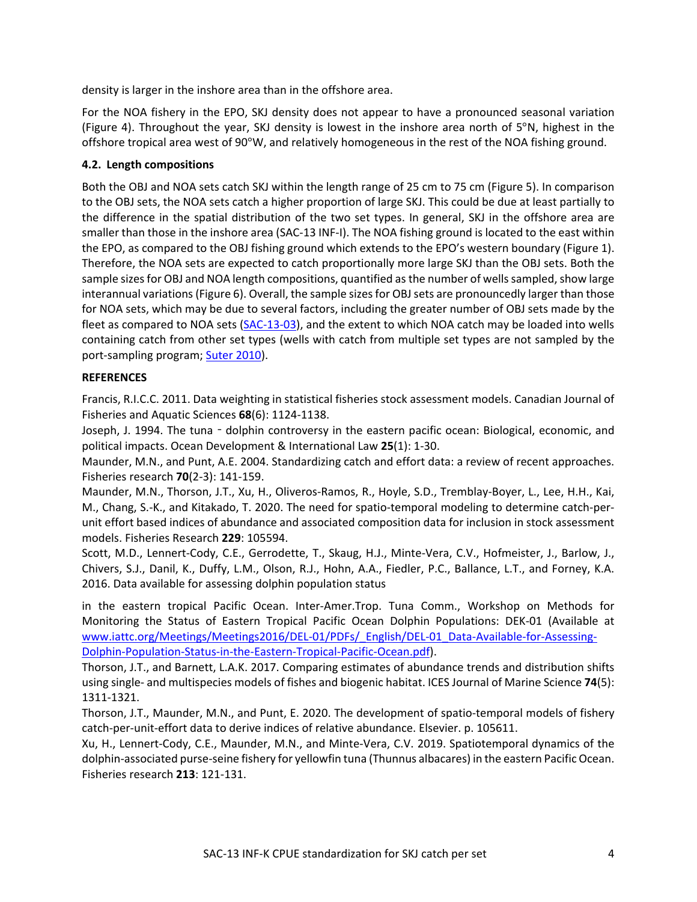density is larger in the inshore area than in the offshore area.

For the NOA fishery in the EPO, SKJ density does not appear to have a pronounced seasonal variation (Figure 4). Throughout the year, SKJ density is lowest in the inshore area north of 5°N, highest in the offshore tropical area west of 90°W, and relatively homogeneous in the rest of the NOA fishing ground.

### 4.2. Length compositions

Both the OBJ and NOA sets catch SKJ within the length range of 25 cm to 75 cm (Figure 5). In comparison to the OBJ sets, the NOA sets catch a higher proportion of large SKJ. This could be due at least partially to the difference in the spatial distribution of the two set types. In general, SKJ in the offshore area are smaller than those in the inshore area (SAC-13 INF-I). The NOA fishing ground is located to the east within the EPO, as compared to the OBJ fishing ground which extends to the EPO's western boundary (Figure 1). Therefore, the NOA sets are expected to catch proportionally more large SKJ than the OBJ sets. Both the sample sizes for OBJ and NOA length compositions, quantified as the number of wells sampled, show large interannual variations (Figure 6). Overall, the sample sizes for OBJ sets are pronouncedly larger than those for NOA sets, which may be due to several factors, including the greater number of OBJ sets made by the fleet as compared to NOA sets (SAC-13-03), and the extent to which NOA catch may be loaded into wells containing catch from other set types (wells with catch from multiple set types are not sampled by the port-sampling program; Suter 2010).

## REFERENCES

Francis, R.I.C.C. 2011. Data weighting in statistical fisheries stock assessment models. Canadian Journal of Fisheries and Aquatic Sciences **68**(6): 1124-1138.

Joseph, J. 1994. The tuna‐dolphin controversy in the eastern pacific ocean: Biological, economic, and political impacts. Ocean Development & International Law **25**(1): 1-30.

Maunder, M.N., and Punt, A.E. 2004. Standardizing catch and effort data: a review of recent approaches. Fisheries research **70**(2-3): 141-159.

Maunder, M.N., Thorson, J.T., Xu, H., Oliveros-Ramos, R., Hoyle, S.D., Tremblay-Boyer, L., Lee, H.H., Kai, M., Chang, S.-K., and Kitakado, T. 2020. The need for spatio-temporal modeling to determine catch-per-unit effort based indices of abundance and associated composition data for inclusion in stock assessment models. Fisheries Research **229**: 105594.

Scott, M.D., Lennert-Cody, C.E., Gerrodette, T., Skaug, H.J., Minte-Vera, C.V., Hofmeister, J., Barlow, J., Chivers, S.J., Danil, K., Duffy, L.M., Olson, R.J., Hohn, A.A., Fiedler, P.C., Ballance, L.T., and Forney, K.A. 2016. Data available for assessing dolphin population status in the eastern tropical Pacific Ocean. Inter-Amer.Trop. Tuna Comm., Workshop on Methods for Monitoring the Status of Eastern Tropical Pacific Ocean Dolphin Populations: DEK-01 (Available at www.iattc.org/Meetings/Meetings2016/DEL-01/PDFs/_English/DEL-01_Data-Available-for-Assessing-Dolphin-Population-Status-in-the-Eastern-Tropical-Pacific-Ocean.pdf).

Thorson, J.T., and Barnett, L.A.K. 2017. Comparing estimates of abundance trends and distribution shifts using single- and multispecies models of fishes and biogenic habitat. ICES Journal of Marine Science **74**(5): 1311-1321.

Thorson, J.T., Maunder, M.N., and Punt, E. 2020. The development of spatio-temporal models of fishery catch-per-unit-effort data to derive indices of relative abundance. Elsevier. p. 105611.

Xu, H., Lennert-Cody, C.E., Maunder, M.N., and Minte-Vera, C.V. 2019. Spatiotemporal dynamics of the dolphin-associated purse-seine fishery for yellowfin tuna (Thunnus albacares) in the eastern Pacific Ocean. Fisheries research **213**: 121-131.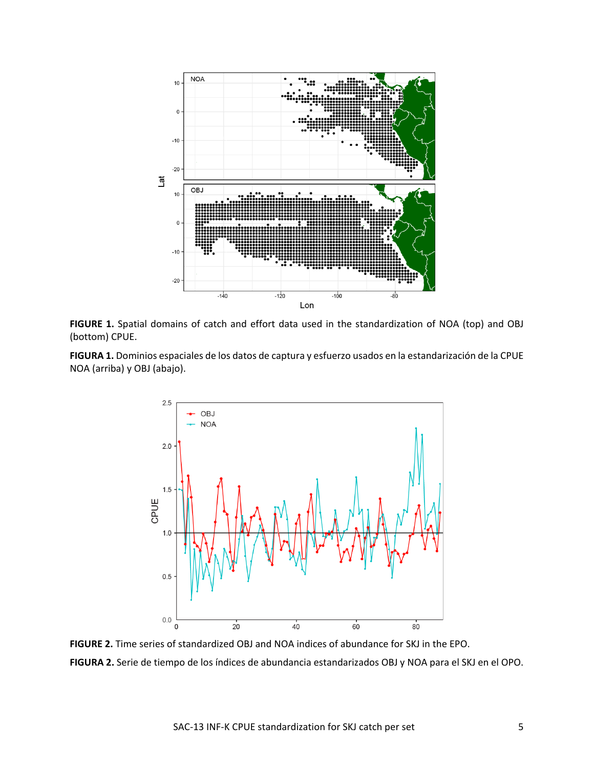**FIGURE 1.** Spatial domains of catch and effort data used in the standardization of NOA (top) and OBJ (bottom) CPUE.

**FIGURA 1.** Dominios espaciales de los datos de captura y esfuerzo usados en la estandarización de la CPUE NOA (arriba) y OBJ (abajo).

**FIGURE 2.** Time series of standardized OBJ and NOA indices of abundance for SKJ in the EPO.

**FIGURA 2.** Serie de tiempo de los índices de abundancia estandarizados OBJ y NOA para el SKJ en el OPO.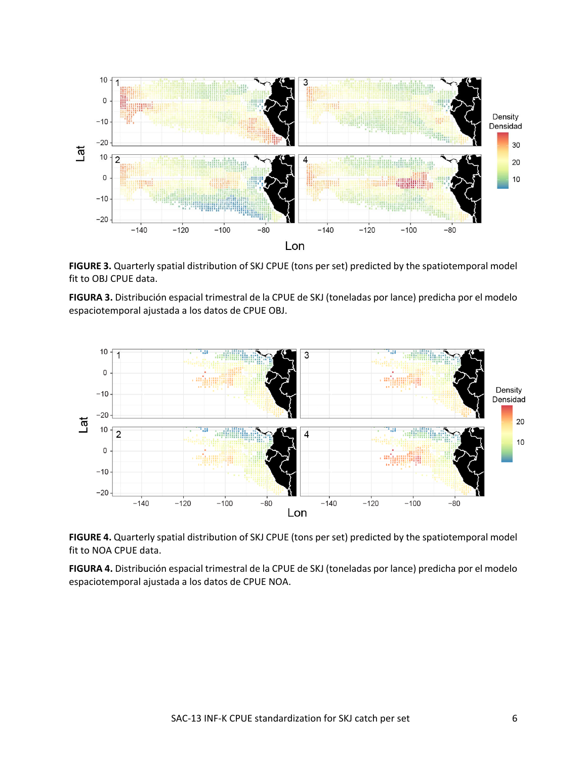**FIGURE 3.** Quarterly spatial distribution of SKJ CPUE (tons per set) predicted by the spatiotemporal model fit to OBJ CPUE data.

**FIGURA 3.** Distribución espacial trimestral de la CPUE de SKJ (toneladas por lance) predicha por el modelo espaciotemporal ajustada a los datos de CPUE OBJ.

**FIGURE 4.** Quarterly spatial distribution of SKJ CPUE (tons per set) predicted by the spatiotemporal model fit to NOA CPUE data.

**FIGURA 4.** Distribución espacial trimestral de la CPUE de SKJ (toneladas por lance) predicha por el modelo espaciotemporal ajustada a los datos de CPUE NOA.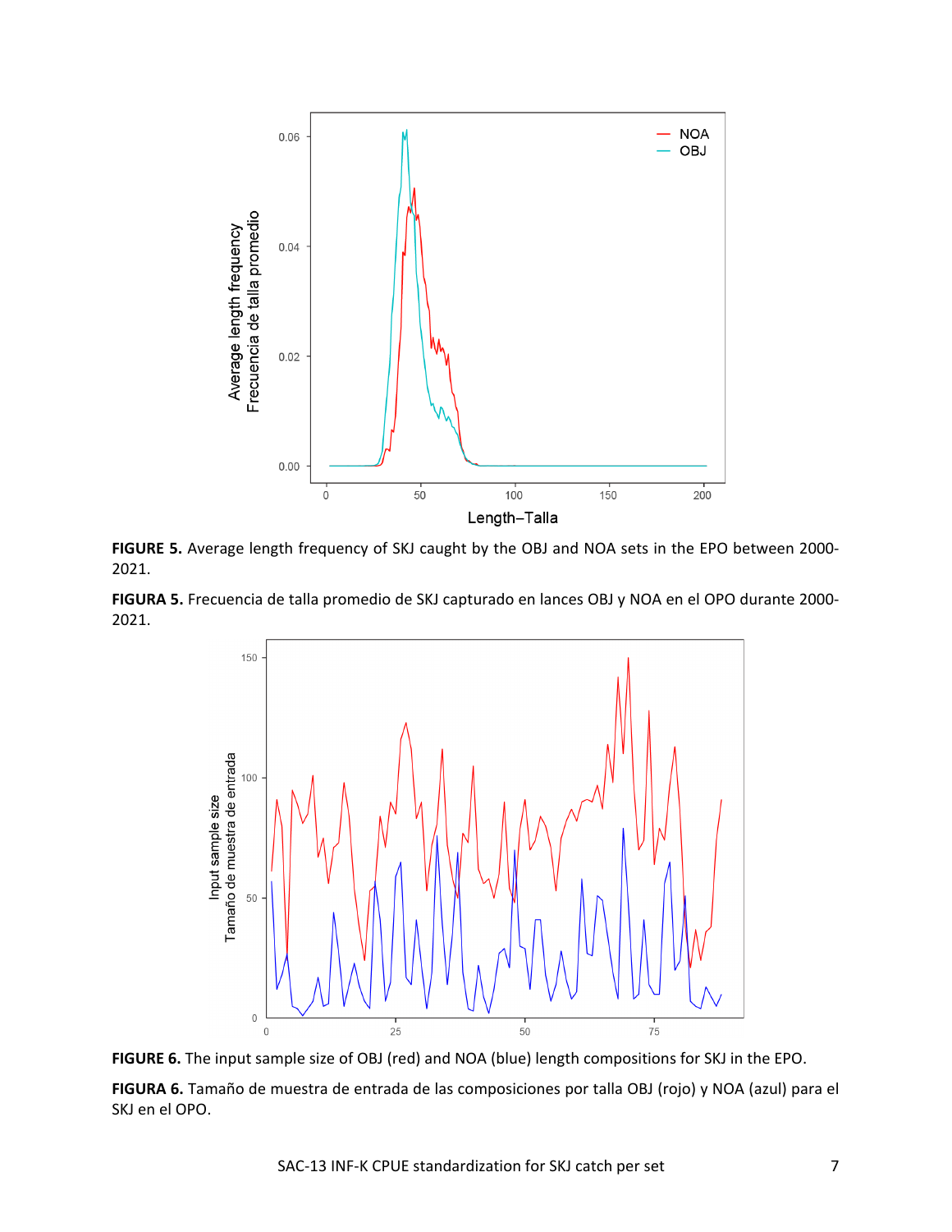**FIGURE 5.** Average length frequency of SKJ caught by the OBJ and NOA sets in the EPO between 2000-2021.

**FIGURA 5.** Frecuencia de talla promedio de SKJ capturado en lances OBJ y NOA en el OPO durante 2000-2021.

**FIGURE 6.** The input sample size of OBJ (red) and NOA (blue) length compositions for SKJ in the EPO.

**FIGURA 6.** Tamaño de muestra de entrada de las composiciones por talla OBJ (rojo) y NOA (azul) para el SKJ en el OPO.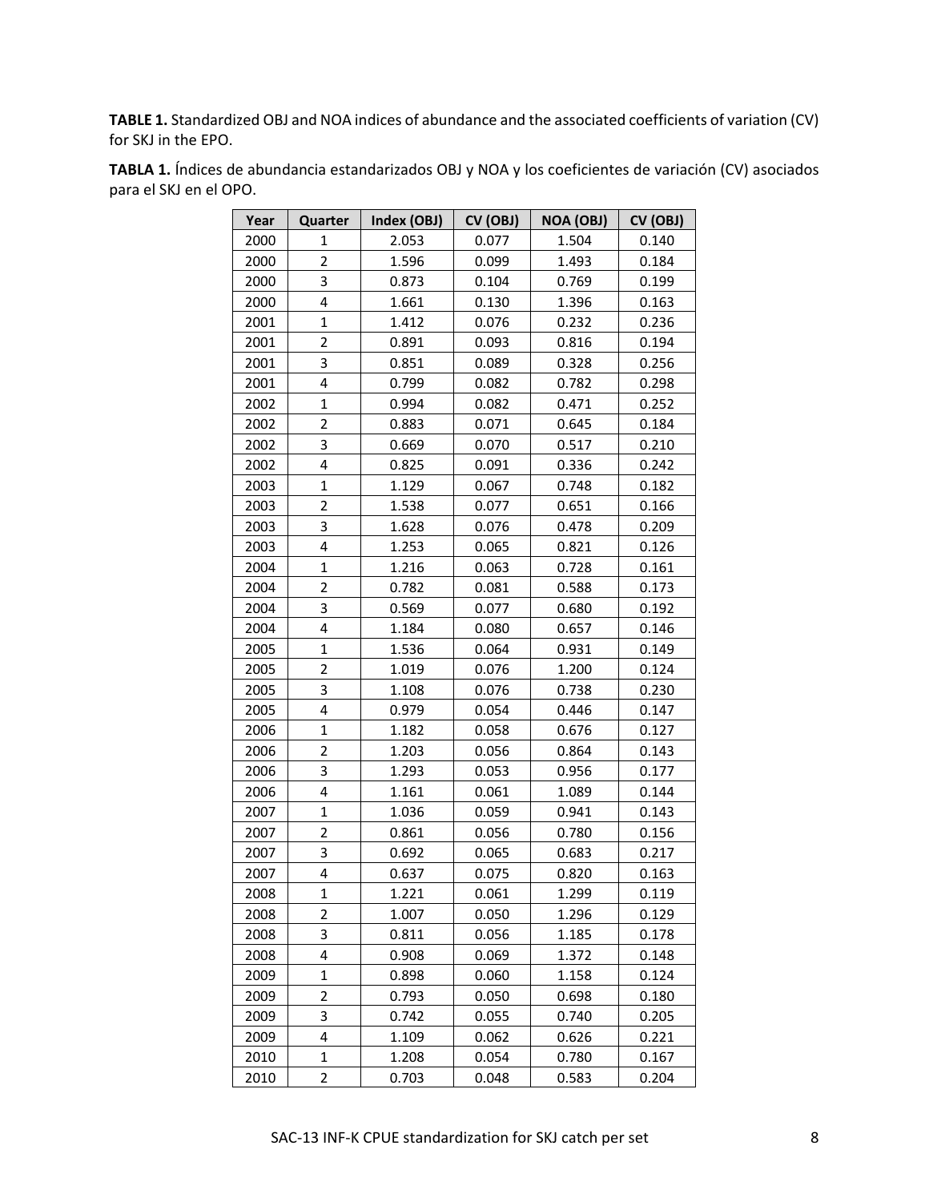**TABLE 1.** Standardized OBJ and NOA indices of abundance and the associated coefficients of variation (CV) for SKJ in the EPO.

**TABLA 1.** Índices de abundancia estandarizados OBJ y NOA y los coeficientes de variación (CV) asociados para el SKJ en el OPO.

| Year | Quarter | Index (OBJ) | CV (OBJ) | NOA (OBJ) | CV (OBJ) |
|---|---|---|---|---|---|
| 2000 | 1 | 2.053 | 0.077 | 1.504 | 0.140 |
| 2000 | 2 | 1.596 | 0.099 | 1.493 | 0.184 |
| 2000 | 3 | 0.873 | 0.104 | 0.769 | 0.199 |
| 2000 | 4 | 1.661 | 0.130 | 1.396 | 0.163 |
| 2001 | 1 | 1.412 | 0.076 | 0.232 | 0.236 |
| 2001 | 2 | 0.891 | 0.093 | 0.816 | 0.194 |
| 2001 | 3 | 0.851 | 0.089 | 0.328 | 0.256 |
| 2001 | 4 | 0.799 | 0.082 | 0.782 | 0.298 |
| 2002 | 1 | 0.994 | 0.082 | 0.471 | 0.252 |
| 2002 | 2 | 0.883 | 0.071 | 0.645 | 0.184 |
| 2002 | 3 | 0.669 | 0.070 | 0.517 | 0.210 |
| 2002 | 4 | 0.825 | 0.091 | 0.336 | 0.242 |
| 2003 | 1 | 1.129 | 0.067 | 0.748 | 0.182 |
| 2003 | 2 | 1.538 | 0.077 | 0.651 | 0.166 |
| 2003 | 3 | 1.628 | 0.076 | 0.478 | 0.209 |
| 2003 | 4 | 1.253 | 0.065 | 0.821 | 0.126 |
| 2004 | 1 | 1.216 | 0.063 | 0.728 | 0.161 |
| 2004 | 2 | 0.782 | 0.081 | 0.588 | 0.173 |
| 2004 | 3 | 0.569 | 0.077 | 0.680 | 0.192 |
| 2004 | 4 | 1.184 | 0.080 | 0.657 | 0.146 |
| 2005 | 1 | 1.536 | 0.064 | 0.931 | 0.149 |
| 2005 | 2 | 1.019 | 0.076 | 1.200 | 0.124 |
| 2005 | 3 | 1.108 | 0.076 | 0.738 | 0.230 |
| 2005 | 4 | 0.979 | 0.054 | 0.446 | 0.147 |
| 2006 | 1 | 1.182 | 0.058 | 0.676 | 0.127 |
| 2006 | 2 | 1.203 | 0.056 | 0.864 | 0.143 |
| 2006 | 3 | 1.293 | 0.053 | 0.956 | 0.177 |
| 2006 | 4 | 1.161 | 0.061 | 1.089 | 0.144 |
| 2007 | 1 | 1.036 | 0.059 | 0.941 | 0.143 |
| 2007 | 2 | 0.861 | 0.056 | 0.780 | 0.156 |
| 2007 | 3 | 0.692 | 0.065 | 0.683 | 0.217 |
| 2007 | 4 | 0.637 | 0.075 | 0.820 | 0.163 |
| 2008 | 1 | 1.221 | 0.061 | 1.299 | 0.119 |
| 2008 | 2 | 1.007 | 0.050 | 1.296 | 0.129 |
| 2008 | 3 | 0.811 | 0.056 | 1.185 | 0.178 |
| 2008 | 4 | 0.908 | 0.069 | 1.372 | 0.148 |
| 2009 | 1 | 0.898 | 0.060 | 1.158 | 0.124 |
| 2009 | 2 | 0.793 | 0.050 | 0.698 | 0.180 |
| 2009 | 3 | 0.742 | 0.055 | 0.740 | 0.205 |
| 2009 | 4 | 1.109 | 0.062 | 0.626 | 0.221 |
| 2010 | 1 | 1.208 | 0.054 | 0.780 | 0.167 |
| 2010 | 2 | 0.703 | 0.048 | 0.583 | 0.204 |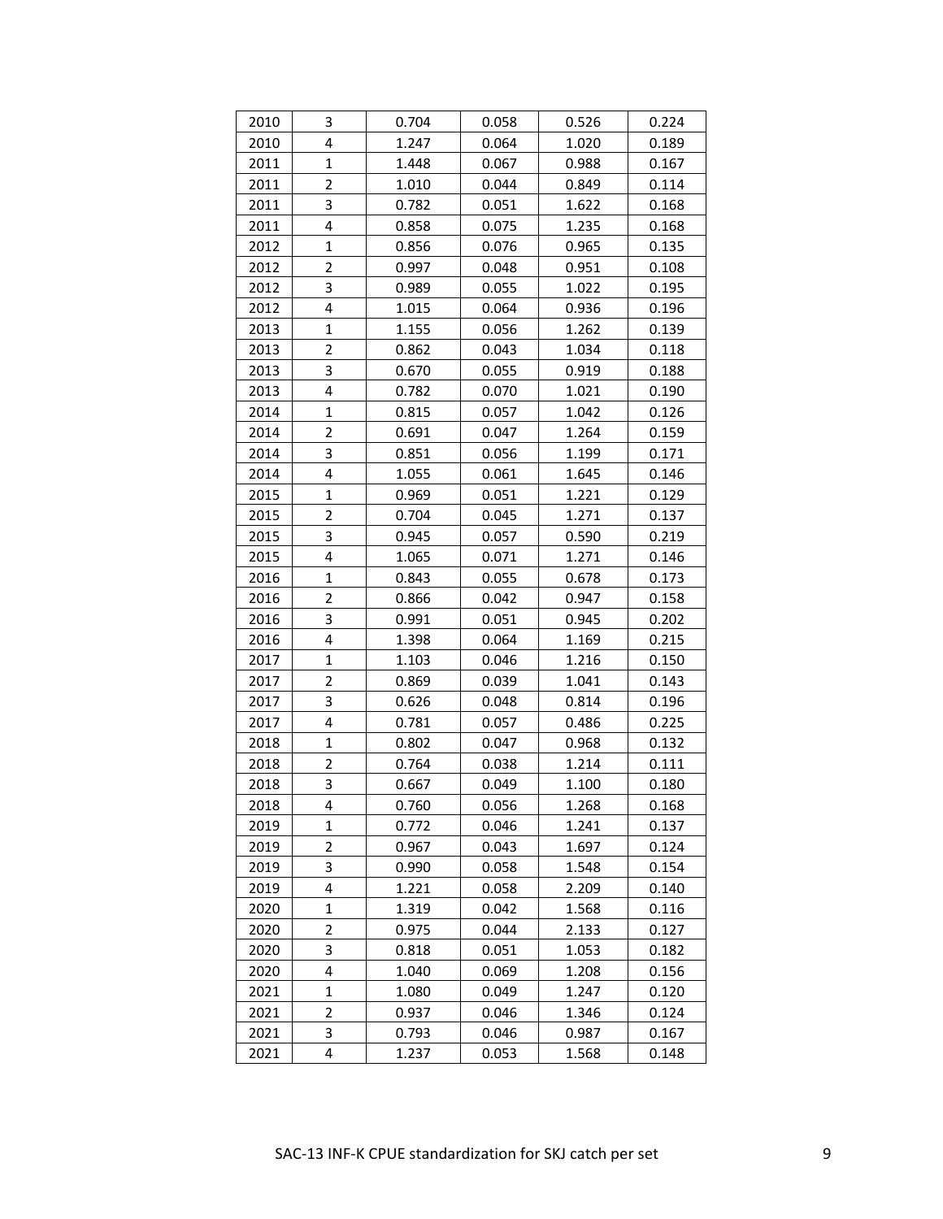| | | | | | |
|---|---|---|---|---|---|
| 2010 | 3 | 0.704 | 0.058 | 0.526 | 0.224 |
| 2010 | 4 | 1.247 | 0.064 | 1.020 | 0.189 |
| 2011 | 1 | 1.448 | 0.067 | 0.988 | 0.167 |
| 2011 | 2 | 1.010 | 0.044 | 0.849 | 0.114 |
| 2011 | 3 | 0.782 | 0.051 | 1.622 | 0.168 |
| 2011 | 4 | 0.858 | 0.075 | 1.235 | 0.168 |
| 2012 | 1 | 0.856 | 0.076 | 0.965 | 0.135 |
| 2012 | 2 | 0.997 | 0.048 | 0.951 | 0.108 |
| 2012 | 3 | 0.989 | 0.055 | 1.022 | 0.195 |
| 2012 | 4 | 1.015 | 0.064 | 0.936 | 0.196 |
| 2013 | 1 | 1.155 | 0.056 | 1.262 | 0.139 |
| 2013 | 2 | 0.862 | 0.043 | 1.034 | 0.118 |
| 2013 | 3 | 0.670 | 0.055 | 0.919 | 0.188 |
| 2013 | 4 | 0.782 | 0.070 | 1.021 | 0.190 |
| 2014 | 1 | 0.815 | 0.057 | 1.042 | 0.126 |
| 2014 | 2 | 0.691 | 0.047 | 1.264 | 0.159 |
| 2014 | 3 | 0.851 | 0.056 | 1.199 | 0.171 |
| 2014 | 4 | 1.055 | 0.061 | 1.645 | 0.146 |
| 2015 | 1 | 0.969 | 0.051 | 1.221 | 0.129 |
| 2015 | 2 | 0.704 | 0.045 | 1.271 | 0.137 |
| 2015 | 3 | 0.945 | 0.057 | 0.590 | 0.219 |
| 2015 | 4 | 1.065 | 0.071 | 1.271 | 0.146 |
| 2016 | 1 | 0.843 | 0.055 | 0.678 | 0.173 |
| 2016 | 2 | 0.866 | 0.042 | 0.947 | 0.158 |
| 2016 | 3 | 0.991 | 0.051 | 0.945 | 0.202 |
| 2016 | 4 | 1.398 | 0.064 | 1.169 | 0.215 |
| 2017 | 1 | 1.103 | 0.046 | 1.216 | 0.150 |
| 2017 | 2 | 0.869 | 0.039 | 1.041 | 0.143 |
| 2017 | 3 | 0.626 | 0.048 | 0.814 | 0.196 |
| 2017 | 4 | 0.781 | 0.057 | 0.486 | 0.225 |
| 2018 | 1 | 0.802 | 0.047 | 0.968 | 0.132 |
| 2018 | 2 | 0.764 | 0.038 | 1.214 | 0.111 |
| 2018 | 3 | 0.667 | 0.049 | 1.100 | 0.180 |
| 2018 | 4 | 0.760 | 0.056 | 1.268 | 0.168 |
| 2019 | 1 | 0.772 | 0.046 | 1.241 | 0.137 |
| 2019 | 2 | 0.967 | 0.043 | 1.697 | 0.124 |
| 2019 | 3 | 0.990 | 0.058 | 1.548 | 0.154 |
| 2019 | 4 | 1.221 | 0.058 | 2.209 | 0.140 |
| 2020 | 1 | 1.319 | 0.042 | 1.568 | 0.116 |
| 2020 | 2 | 0.975 | 0.044 | 2.133 | 0.127 |
| 2020 | 3 | 0.818 | 0.051 | 1.053 | 0.182 |
| 2020 | 4 | 1.040 | 0.069 | 1.208 | 0.156 |
| 2021 | 1 | 1.080 | 0.049 | 1.247 | 0.120 |
| 2021 | 2 | 0.937 | 0.046 | 1.346 | 0.124 |
| 2021 | 3 | 0.793 | 0.046 | 0.987 | 0.167 |
| 2021 | 4 | 1.237 | 0.053 | 1.568 | 0.148 |